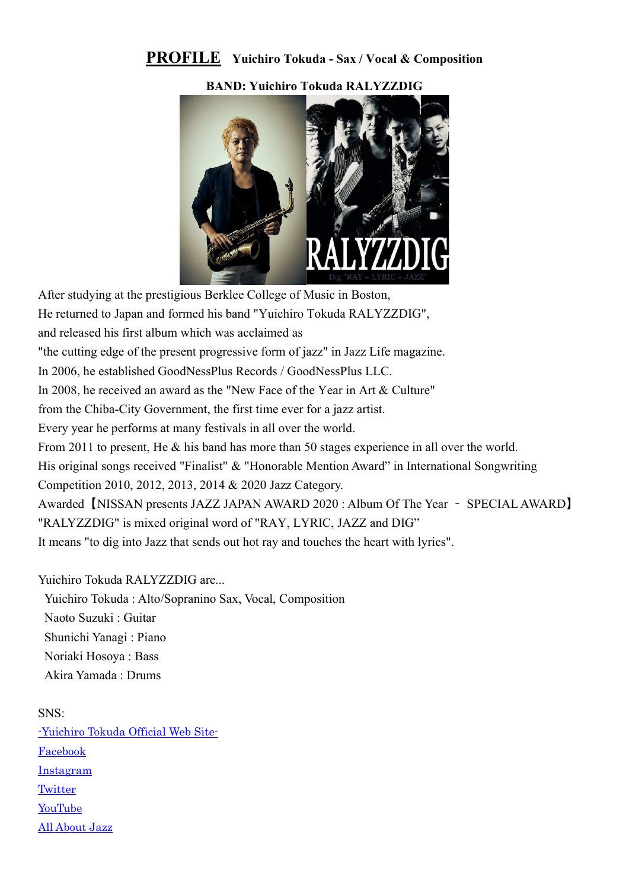# **PROFILE** Yuichiro Tokuda - Sax / Vocal & Composition

**BAND: Yuichiro Tokuda RALYZZDIG**

After studying at the prestigious Berklee College of Music in Boston,
He returned to Japan and formed his band "Yuichiro Tokuda RALYZZDIG",
and released his first album which was acclaimed as
"the cutting edge of the present progressive form of jazz" in Jazz Life magazine.
In 2006, he established GoodNessPlus Records / GoodNessPlus LLC.
In 2008, he received an award as the "New Face of the Year in Art & Culture"
from the Chiba-City Government, the first time ever for a jazz artist.
Every year he performs at many festivals in all over the world.
From 2011 to present, He & his band has more than 50 stages experience in all over the world.
His original songs received "Finalist" & "Honorable Mention Award" in International Songwriting Competition 2010, 2012, 2013, 2014 & 2020 Jazz Category.
Awarded【NISSAN presents JAZZ JAPAN AWARD 2020 : Album Of The Year – SPECIAL AWARD】
"RALYZZDIG" is mixed original word of "RAY, LYRIC, JAZZ and DIG"
It means "to dig into Jazz that sends out hot ray and touches the heart with lyrics".

Yuichiro Tokuda RALYZZDIG are...

- Yuichiro Tokuda : Alto/Sopranino Sax, Vocal, Composition
- Naoto Suzuki : Guitar
- Shunichi Yanagi : Piano
- Noriaki Hosoya : Bass
- Akira Yamada : Drums

SNS:

-Yuichiro Tokuda Official Web Site-
Facebook
Instagram
Twitter
YouTube
All About Jazz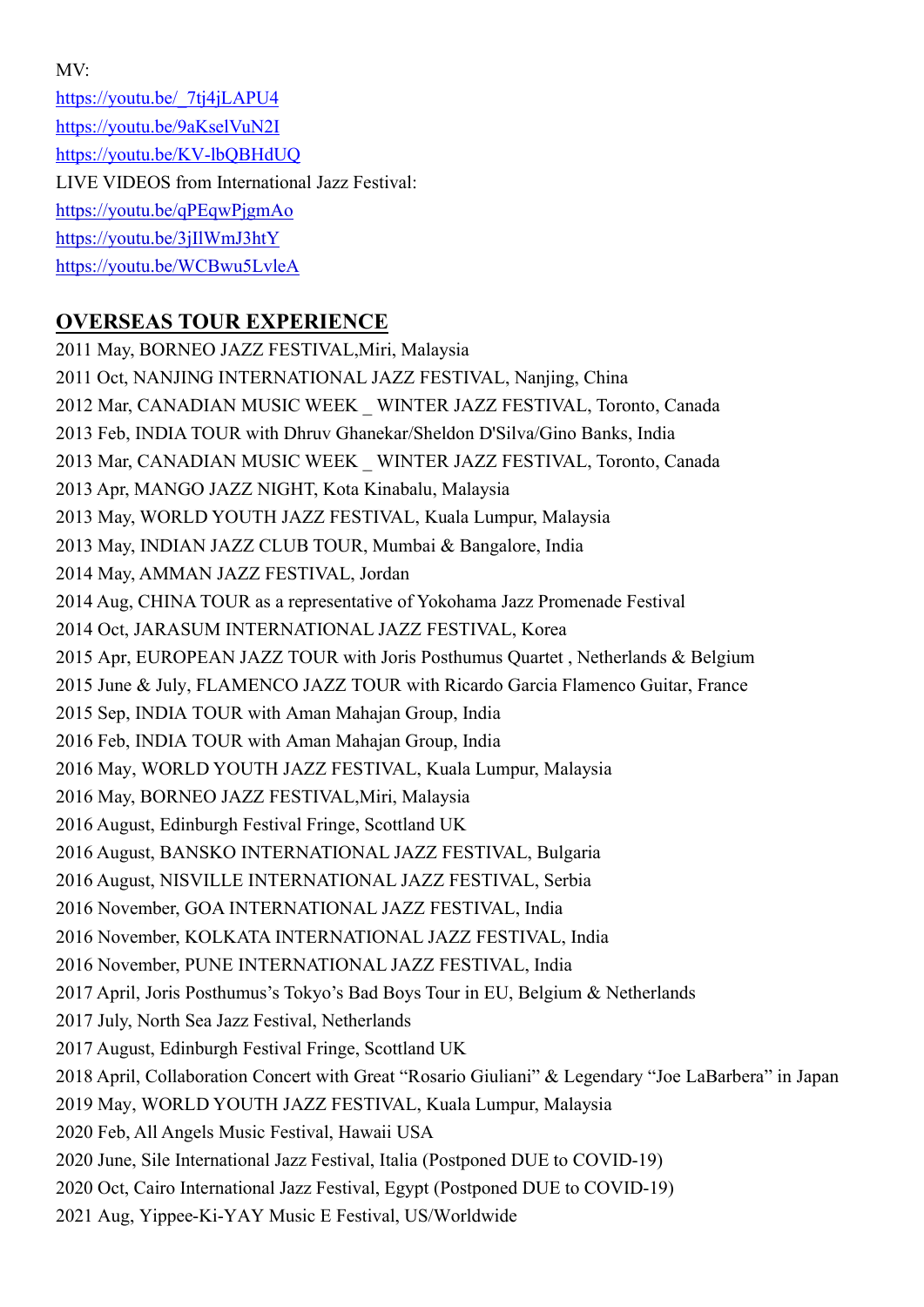MV:
https://youtu.be/_7tj4jLAPU4
https://youtu.be/9aKselVuN2I
https://youtu.be/KV-lbQBHdUQ
LIVE VIDEOS from International Jazz Festival:
https://youtu.be/qPEqwPjgmAo
https://youtu.be/3jIlWmJ3htY
https://youtu.be/WCBwu5LvleA

## OVERSEAS TOUR EXPERIENCE

2011 May, BORNEO JAZZ FESTIVAL,Miri, Malaysia
2011 Oct, NANJING INTERNATIONAL JAZZ FESTIVAL, Nanjing, China
2012 Mar, CANADIAN MUSIC WEEK _ WINTER JAZZ FESTIVAL, Toronto, Canada
2013 Feb, INDIA TOUR with Dhruv Ghanekar/Sheldon D'Silva/Gino Banks, India
2013 Mar, CANADIAN MUSIC WEEK _ WINTER JAZZ FESTIVAL, Toronto, Canada
2013 Apr, MANGO JAZZ NIGHT, Kota Kinabalu, Malaysia
2013 May, WORLD YOUTH JAZZ FESTIVAL, Kuala Lumpur, Malaysia
2013 May, INDIAN JAZZ CLUB TOUR, Mumbai & Bangalore, India
2014 May, AMMAN JAZZ FESTIVAL, Jordan
2014 Aug, CHINA TOUR as a representative of Yokohama Jazz Promenade Festival
2014 Oct, JARASUM INTERNATIONAL JAZZ FESTIVAL, Korea
2015 Apr, EUROPEAN JAZZ TOUR with Joris Posthumus Quartet , Netherlands & Belgium
2015 June & July, FLAMENCO JAZZ TOUR with Ricardo Garcia Flamenco Guitar, France
2015 Sep, INDIA TOUR with Aman Mahajan Group, India
2016 Feb, INDIA TOUR with Aman Mahajan Group, India
2016 May, WORLD YOUTH JAZZ FESTIVAL, Kuala Lumpur, Malaysia
2016 May, BORNEO JAZZ FESTIVAL,Miri, Malaysia
2016 August, Edinburgh Festival Fringe, Scottland UK
2016 August, BANSKO INTERNATIONAL JAZZ FESTIVAL, Bulgaria
2016 August, NISVILLE INTERNATIONAL JAZZ FESTIVAL, Serbia
2016 November, GOA INTERNATIONAL JAZZ FESTIVAL, India
2016 November, KOLKATA INTERNATIONAL JAZZ FESTIVAL, India
2016 November, PUNE INTERNATIONAL JAZZ FESTIVAL, India
2017 April, Joris Posthumus's Tokyo's Bad Boys Tour in EU, Belgium & Netherlands
2017 July, North Sea Jazz Festival, Netherlands
2017 August, Edinburgh Festival Fringe, Scottland UK
2018 April, Collaboration Concert with Great "Rosario Giuliani" & Legendary "Joe LaBarbera" in Japan
2019 May, WORLD YOUTH JAZZ FESTIVAL, Kuala Lumpur, Malaysia
2020 Feb, All Angels Music Festival, Hawaii USA
2020 June, Sile International Jazz Festival, Italia (Postponed DUE to COVID-19)
2020 Oct, Cairo International Jazz Festival, Egypt (Postponed DUE to COVID-19)
2021 Aug, Yippee-Ki-YAY Music E Festival, US/Worldwide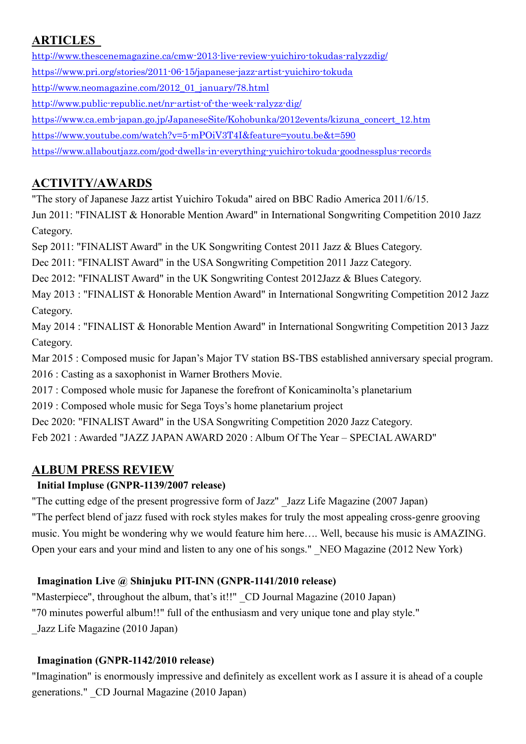## ARTICLES

http://www.thescenemagazine.ca/cmw-2013-live-review-yuichiro-tokudas-ralyzzdig/

https://www.pri.org/stories/2011-06-15/japanese-jazz-artist-yuichiro-tokuda

http://www.neomagazine.com/2012_01_january/78.html

http://www.public-republic.net/nr-artist-of-the-week-ralyzz-dig/

https://www.ca.emb-japan.go.jp/JapaneseSite/Kohobunka/2012events/kizuna_concert_12.htm

https://www.youtube.com/watch?v=5-mPOiV3T4I&feature=youtu.be&t=590

https://www.allaboutjazz.com/god-dwells-in-everything-yuichiro-tokuda-goodnessplus-records

## ACTIVITY/AWARDS

"The story of Japanese Jazz artist Yuichiro Tokuda" aired on BBC Radio America 2011/6/15.

Jun 2011: "FINALIST & Honorable Mention Award" in International Songwriting Competition 2010 Jazz Category.

Sep 2011: "FINALIST Award" in the UK Songwriting Contest 2011 Jazz & Blues Category.

Dec 2011: "FINALIST Award" in the USA Songwriting Competition 2011 Jazz Category.

Dec 2012: "FINALIST Award" in the UK Songwriting Contest 2012Jazz & Blues Category.

May 2013 : "FINALIST & Honorable Mention Award" in International Songwriting Competition 2012 Jazz Category.

May 2014 : "FINALIST & Honorable Mention Award" in International Songwriting Competition 2013 Jazz Category.

Mar 2015 : Composed music for Japan's Major TV station BS-TBS established anniversary special program.

2016 : Casting as a saxophonist in Warner Brothers Movie.

2017 : Composed whole music for Japanese the forefront of Konicaminolta's planetarium

2019 : Composed whole music for Sega Toys's home planetarium project

Dec 2020: "FINALIST Award" in the USA Songwriting Competition 2020 Jazz Category.

Feb 2021 : Awarded "JAZZ JAPAN AWARD 2020 : Album Of The Year – SPECIAL AWARD"

## ALBUM PRESS REVIEW

**Initial Impluse (GNPR-1139/2007 release)**

"The cutting edge of the present progressive form of Jazz" _Jazz Life Magazine (2007 Japan)

"The perfect blend of jazz fused with rock styles makes for truly the most appealing cross-genre grooving music. You might be wondering why we would feature him here…. Well, because his music is AMAZING. Open your ears and your mind and listen to any one of his songs." _NEO Magazine (2012 New York)

**Imagination Live @ Shinjuku PIT-INN (GNPR-1141/2010 release)**

"Masterpiece", throughout the album, that's it!!" _CD Journal Magazine (2010 Japan)

"70 minutes powerful album!!" full of the enthusiasm and very unique tone and play style." _Jazz Life Magazine (2010 Japan)

**Imagination (GNPR-1142/2010 release)**

"Imagination" is enormously impressive and definitely as excellent work as I assure it is ahead of a couple generations." _CD Journal Magazine (2010 Japan)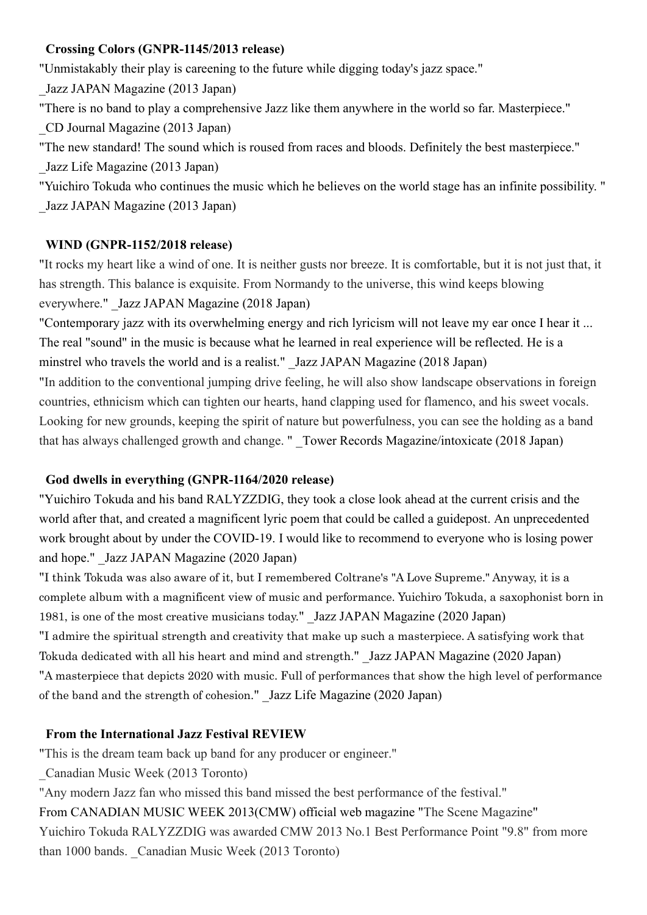**Crossing Colors (GNPR-1145/2013 release)**

"Unmistakably their play is careening to the future while digging today's jazz space."

_Jazz JAPAN Magazine (2013 Japan)

"There is no band to play a comprehensive Jazz like them anywhere in the world so far. Masterpiece."

_CD Journal Magazine (2013 Japan)

"The new standard! The sound which is roused from races and bloods. Definitely the best masterpiece."

_Jazz Life Magazine (2013 Japan)

"Yuichiro Tokuda who continues the music which he believes on the world stage has an infinite possibility. "

_Jazz JAPAN Magazine (2013 Japan)

**WIND (GNPR-1152/2018 release)**

"It rocks my heart like a wind of one. It is neither gusts nor breeze. It is comfortable, but it is not just that, it has strength. This balance is exquisite. From Normandy to the universe, this wind keeps blowing everywhere." _Jazz JAPAN Magazine (2018 Japan)

"Contemporary jazz with its overwhelming energy and rich lyricism will not leave my ear once I hear it ... The real "sound" in the music is because what he learned in real experience will be reflected. He is a minstrel who travels the world and is a realist." _Jazz JAPAN Magazine (2018 Japan)

"In addition to the conventional jumping drive feeling, he will also show landscape observations in foreign countries, ethnicism which can tighten our hearts, hand clapping used for flamenco, and his sweet vocals. Looking for new grounds, keeping the spirit of nature but powerfulness, you can see the holding as a band that has always challenged growth and change. " _Tower Records Magazine/intoxicate (2018 Japan)

**God dwells in everything (GNPR-1164/2020 release)**

"Yuichiro Tokuda and his band RALYZZDIG, they took a close look ahead at the current crisis and the world after that, and created a magnificent lyric poem that could be called a guidepost. An unprecedented work brought about by under the COVID-19. I would like to recommend to everyone who is losing power and hope." _Jazz JAPAN Magazine (2020 Japan)

"I think Tokuda was also aware of it, but I remembered Coltrane's "A Love Supreme." Anyway, it is a complete album with a magnificent view of music and performance. Yuichiro Tokuda, a saxophonist born in 1981, is one of the most creative musicians today." _Jazz JAPAN Magazine (2020 Japan)

"I admire the spiritual strength and creativity that make up such a masterpiece. A satisfying work that Tokuda dedicated with all his heart and mind and strength." _Jazz JAPAN Magazine (2020 Japan)

"A masterpiece that depicts 2020 with music. Full of performances that show the high level of performance of the band and the strength of cohesion." _Jazz Life Magazine (2020 Japan)

**From the International Jazz Festival REVIEW**

"This is the dream team back up band for any producer or engineer."

_Canadian Music Week (2013 Toronto)

"Any modern Jazz fan who missed this band missed the best performance of the festival."

From CANADIAN MUSIC WEEK 2013(CMW) official web magazine "The Scene Magazine"

Yuichiro Tokuda RALYZZDIG was awarded CMW 2013 No.1 Best Performance Point "9.8" from more than 1000 bands. _Canadian Music Week (2013 Toronto)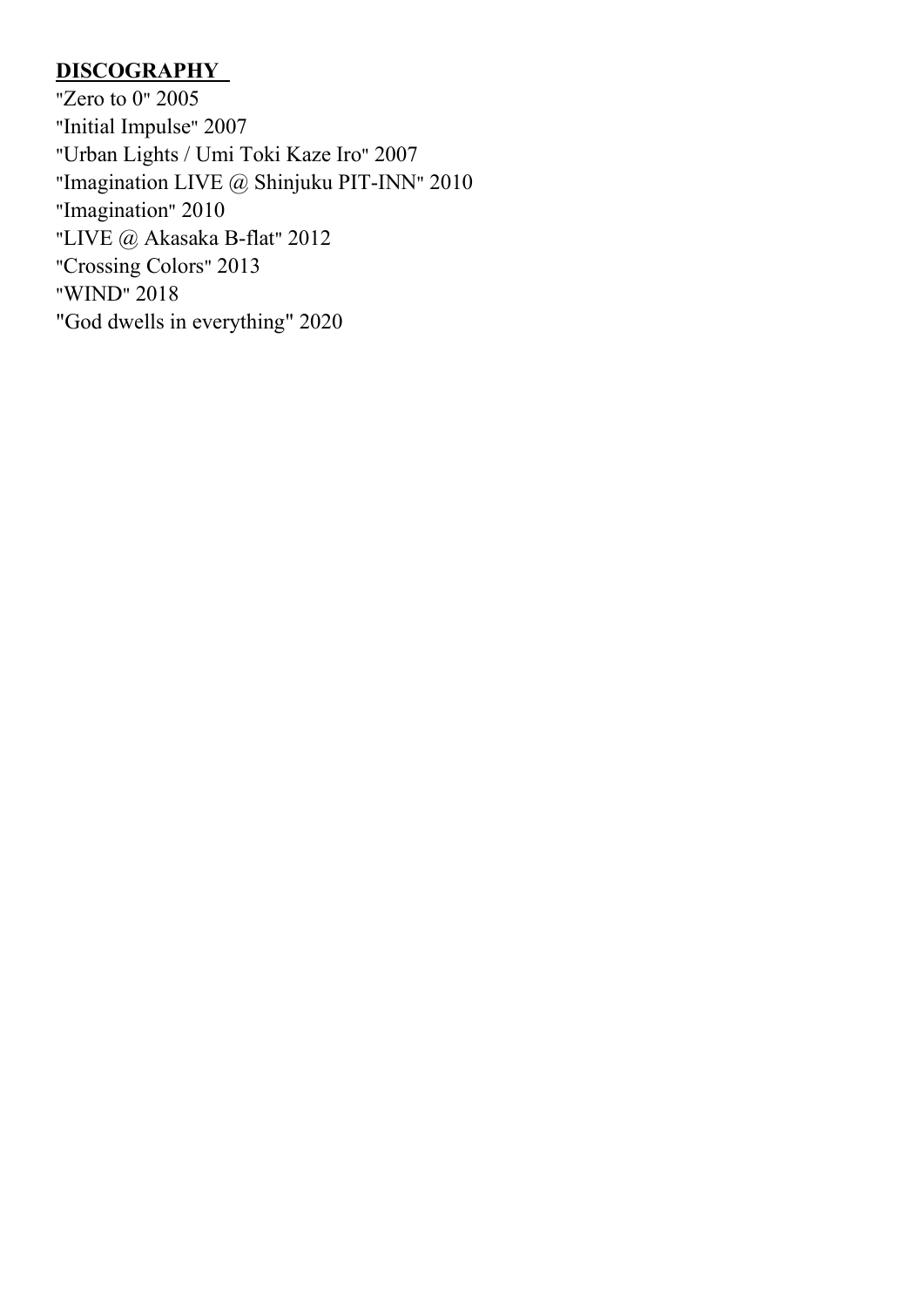**DISCOGRAPHY**

"Zero to 0" 2005
"Initial Impulse" 2007
"Urban Lights / Umi Toki Kaze Iro" 2007
"Imagination LIVE @ Shinjuku PIT-INN" 2010
"Imagination" 2010
"LIVE @ Akasaka B-flat" 2012
"Crossing Colors" 2013
"WIND" 2018
"God dwells in everything" 2020